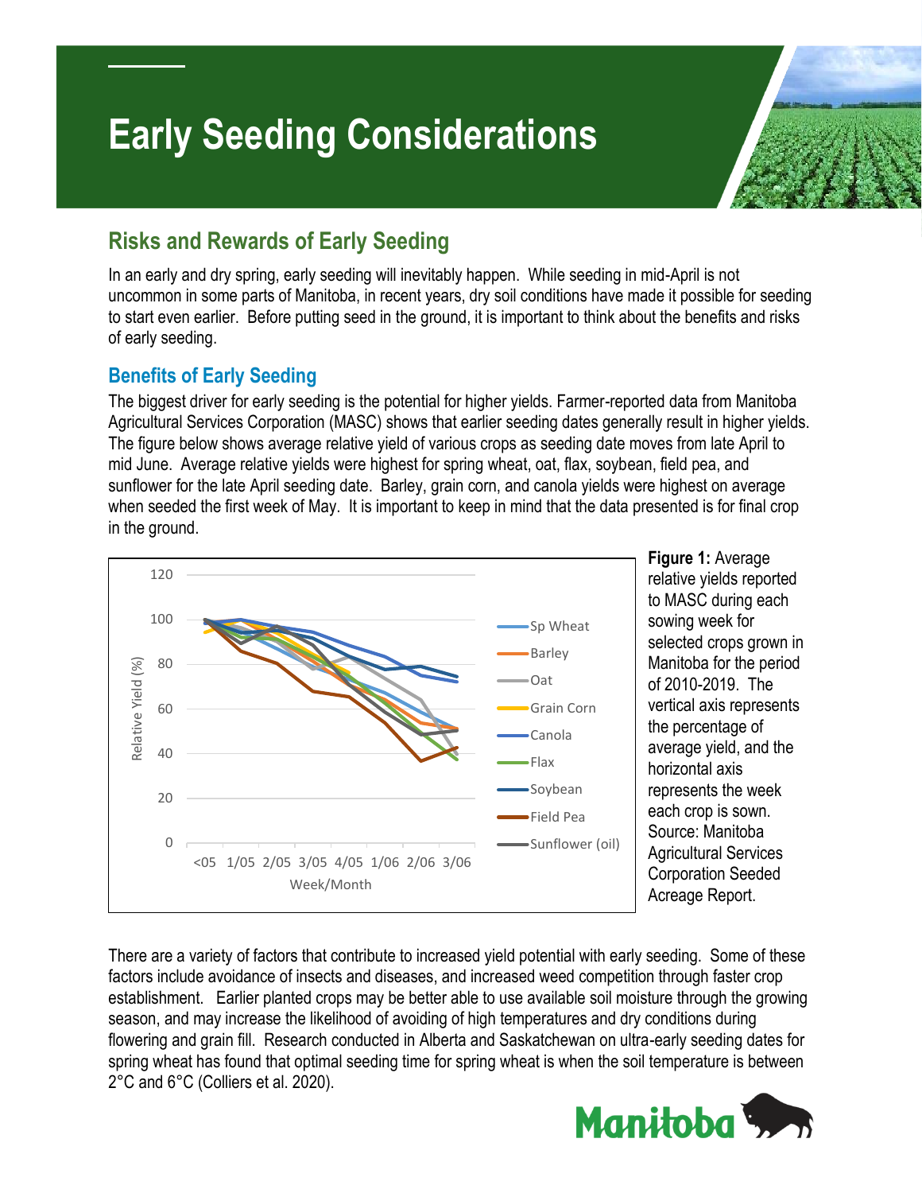# Early Seeding Considerations

## Risks and Rewards of Early Seeding

In an early and dry spring, early seeding will inevitably happen. While seeding in mid-April is not uncommon in some parts of Manitoba, in recent years, dry soil conditions have made it possible for seeding to start even earlier. Before putting seed in the ground, it is important to think about the benefits and risks of early seeding.

### Benefits of Early Seeding

The biggest driver for early seeding is the potential for higher yields. Farmer-reported data from Manitoba Agricultural Services Corporation (MASC) shows that earlier seeding dates generally result in higher yields. The figure below shows average relative yield of various crops as seeding date moves from late April to mid June. Average relative yields were highest for spring wheat, oat, flax, soybean, field pea, and sunflower for the late April seeding date. Barley, grain corn, and canola yields were highest on average when seeded the first week of May. It is important to keep in mind that the data presented is for final crop in the ground.

**Figure 1:** Average relative yields reported to MASC during each sowing week for selected crops grown in Manitoba for the period of 2010-2019. The vertical axis represents the percentage of average yield, and the horizontal axis represents the week each crop is sown. Source: Manitoba Agricultural Services Corporation Seeded Acreage Report.

There are a variety of factors that contribute to increased yield potential with early seeding. Some of these factors include avoidance of insects and diseases, and increased weed competition through faster crop establishment. Earlier planted crops may be better able to use available soil moisture through the growing season, and may increase the likelihood of avoiding of high temperatures and dry conditions during flowering and grain fill. Research conducted in Alberta and Saskatchewan on ultra-early seeding dates for spring wheat has found that optimal seeding time for spring wheat is when the soil temperature is between 2°C and 6°C (Colliers et al. 2020).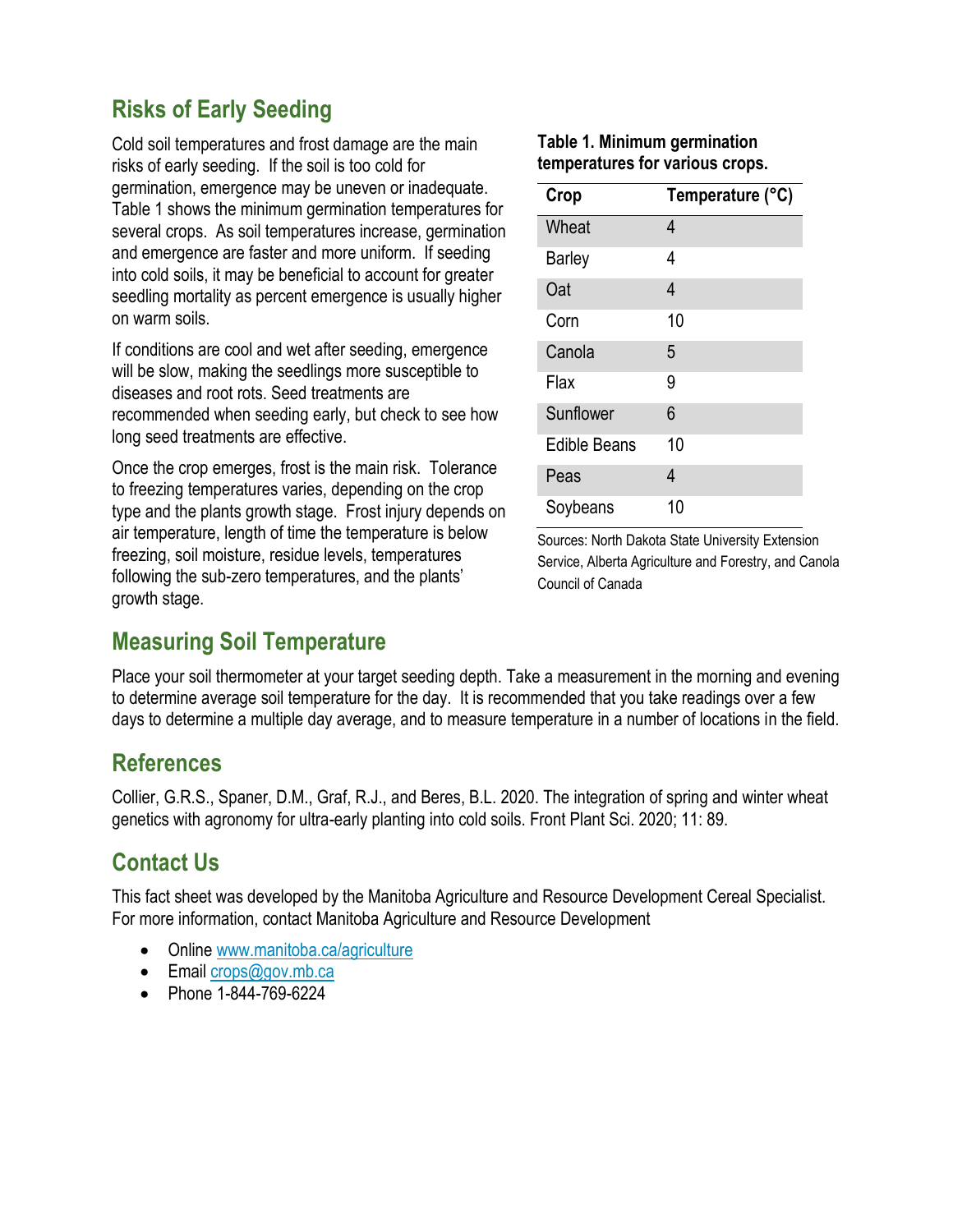## Risks of Early Seeding

Cold soil temperatures and frost damage are the main risks of early seeding. If the soil is too cold for germination, emergence may be uneven or inadequate. Table 1 shows the minimum germination temperatures for several crops. As soil temperatures increase, germination and emergence are faster and more uniform. If seeding into cold soils, it may be beneficial to account for greater seedling mortality as percent emergence is usually higher on warm soils.

If conditions are cool and wet after seeding, emergence will be slow, making the seedlings more susceptible to diseases and root rots. Seed treatments are recommended when seeding early, but check to see how long seed treatments are effective.

Once the crop emerges, frost is the main risk. Tolerance to freezing temperatures varies, depending on the crop type and the plants growth stage. Frost injury depends on air temperature, length of time the temperature is below freezing, soil moisture, residue levels, temperatures following the sub-zero temperatures, and the plants' growth stage.

**Table 1. Minimum germination temperatures for various crops.**

| Crop | Temperature (°C) |
|---|---|
| Wheat | 4 |
| Barley | 4 |
| Oat | 4 |
| Corn | 10 |
| Canola | 5 |
| Flax | 9 |
| Sunflower | 6 |
| Edible Beans | 10 |
| Peas | 4 |
| Soybeans | 10 |

Sources: North Dakota State University Extension Service, Alberta Agriculture and Forestry, and Canola Council of Canada

## Measuring Soil Temperature

Place your soil thermometer at your target seeding depth. Take a measurement in the morning and evening to determine average soil temperature for the day. It is recommended that you take readings over a few days to determine a multiple day average, and to measure temperature in a number of locations in the field.

## References

Collier, G.R.S., Spaner, D.M., Graf, R.J., and Beres, B.L. 2020. The integration of spring and winter wheat genetics with agronomy for ultra-early planting into cold soils. Front Plant Sci. 2020; 11: 89.

## Contact Us

This fact sheet was developed by the Manitoba Agriculture and Resource Development Cereal Specialist. For more information, contact Manitoba Agriculture and Resource Development

- Online www.manitoba.ca/agriculture
- Email crops@gov.mb.ca
- Phone 1-844-769-6224